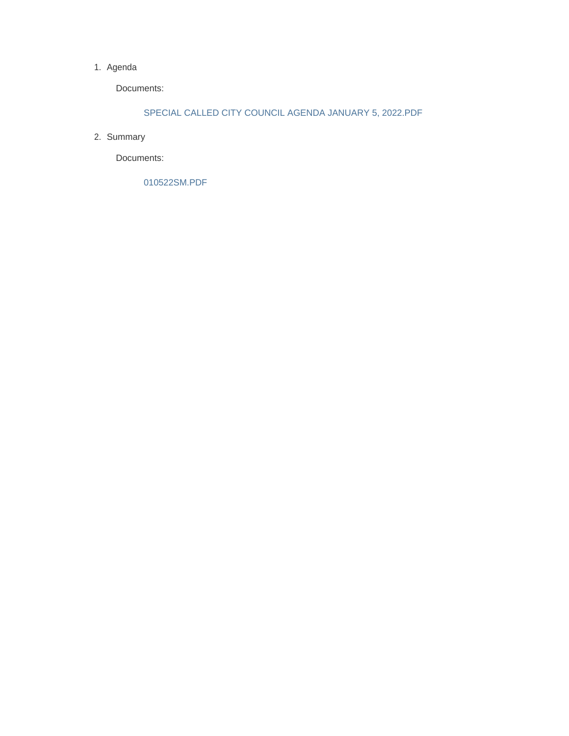1. Agenda

    Documents:

        SPECIAL CALLED CITY COUNCIL AGENDA JANUARY 5, 2022.PDF

2. Summary

    Documents:

        010522SM.PDF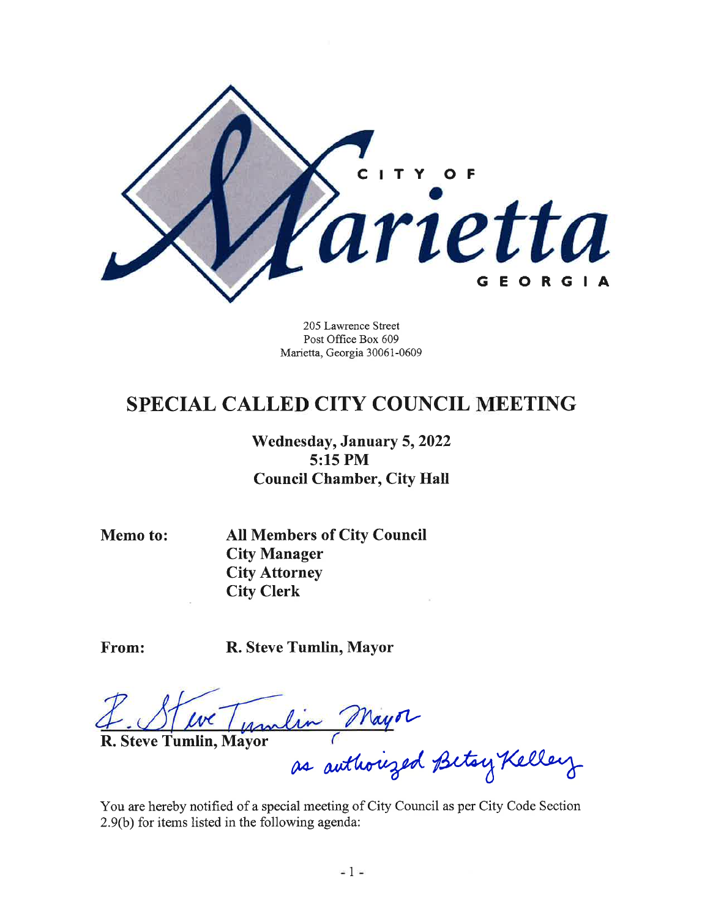205 Lawrence Street
Post Office Box 609
Marietta, Georgia 30061-0609

# SPECIAL CALLED CITY COUNCIL MEETING

**Wednesday, January 5, 2022**
**5:15 PM**
**Council Chamber, City Hall**

**Memo to:** **All Members of City Council**
**City Manager**
**City Attorney**
**City Clerk**

**From:** **R. Steve Tumlin, Mayor**

R. Steve Tumlin Mayor
**R. Steve Tumlin, Mayor**
as authorized Betsy Kelley

You are hereby notified of a special meeting of City Council as per City Code Section 2.9(b) for items listed in the following agenda: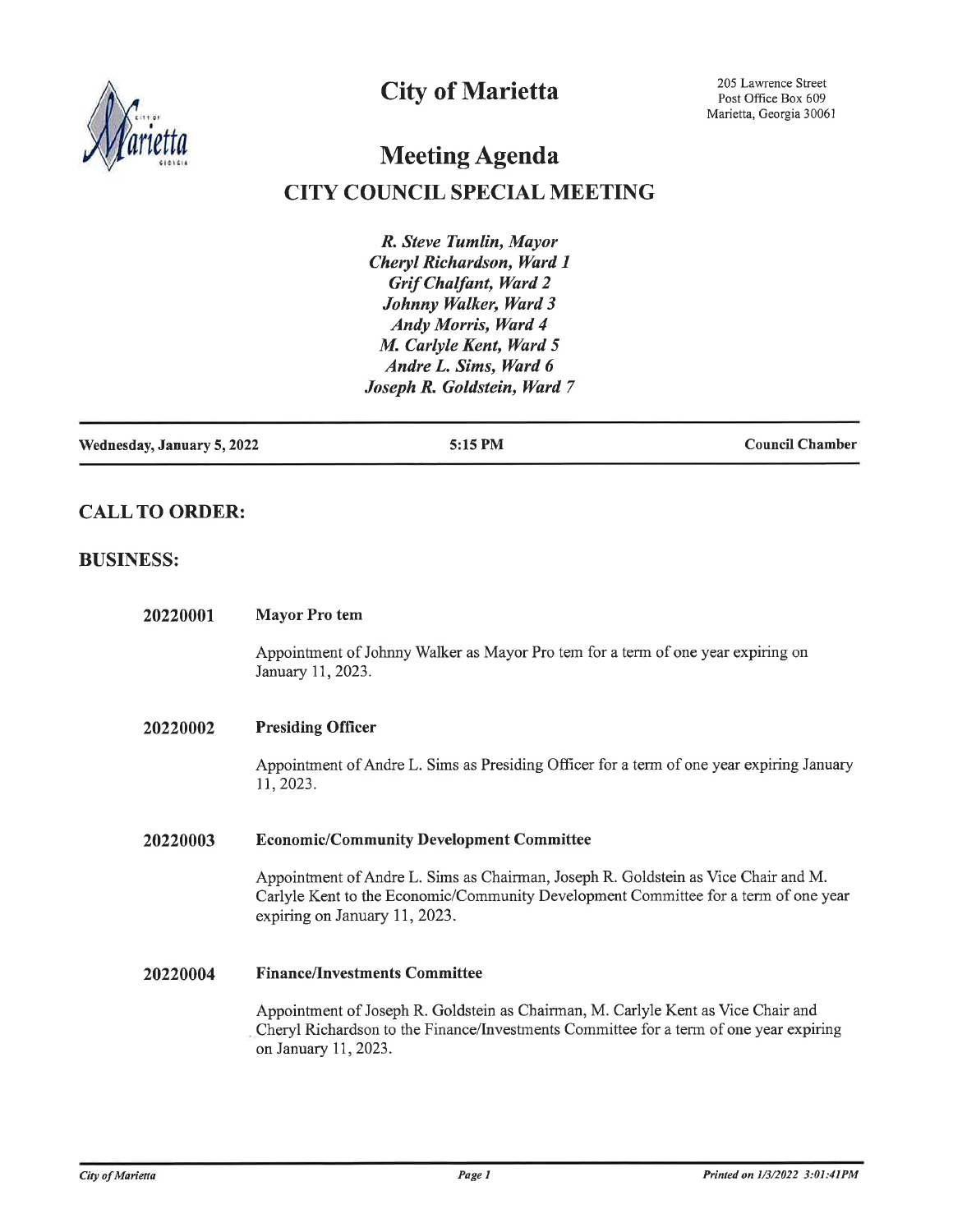# City of Marietta

205 Lawrence Street
Post Office Box 609
Marietta, Georgia 30061

# Meeting Agenda

## CITY COUNCIL SPECIAL MEETING

***R. Steve Tumlin, Mayor***
***Cheryl Richardson, Ward 1***
***Grif Chalfant, Ward 2***
***Johnny Walker, Ward 3***
***Andy Morris, Ward 4***
***M. Carlyle Kent, Ward 5***
***Andre L. Sims, Ward 6***
***Joseph R. Goldstein, Ward 7***

**Wednesday, January 5, 2022** | **5:15 PM** | **Council Chamber**

## CALL TO ORDER:

## BUSINESS:

**20220001** **Mayor Pro tem**

Appointment of Johnny Walker as Mayor Pro tem for a term of one year expiring on January 11, 2023.

**20220002** **Presiding Officer**

Appointment of Andre L. Sims as Presiding Officer for a term of one year expiring January 11, 2023.

**20220003** **Economic/Community Development Committee**

Appointment of Andre L. Sims as Chairman, Joseph R. Goldstein as Vice Chair and M. Carlyle Kent to the Economic/Community Development Committee for a term of one year expiring on January 11, 2023.

**20220004** **Finance/Investments Committee**

Appointment of Joseph R. Goldstein as Chairman, M. Carlyle Kent as Vice Chair and Cheryl Richardson to the Finance/Investments Committee for a term of one year expiring on January 11, 2023.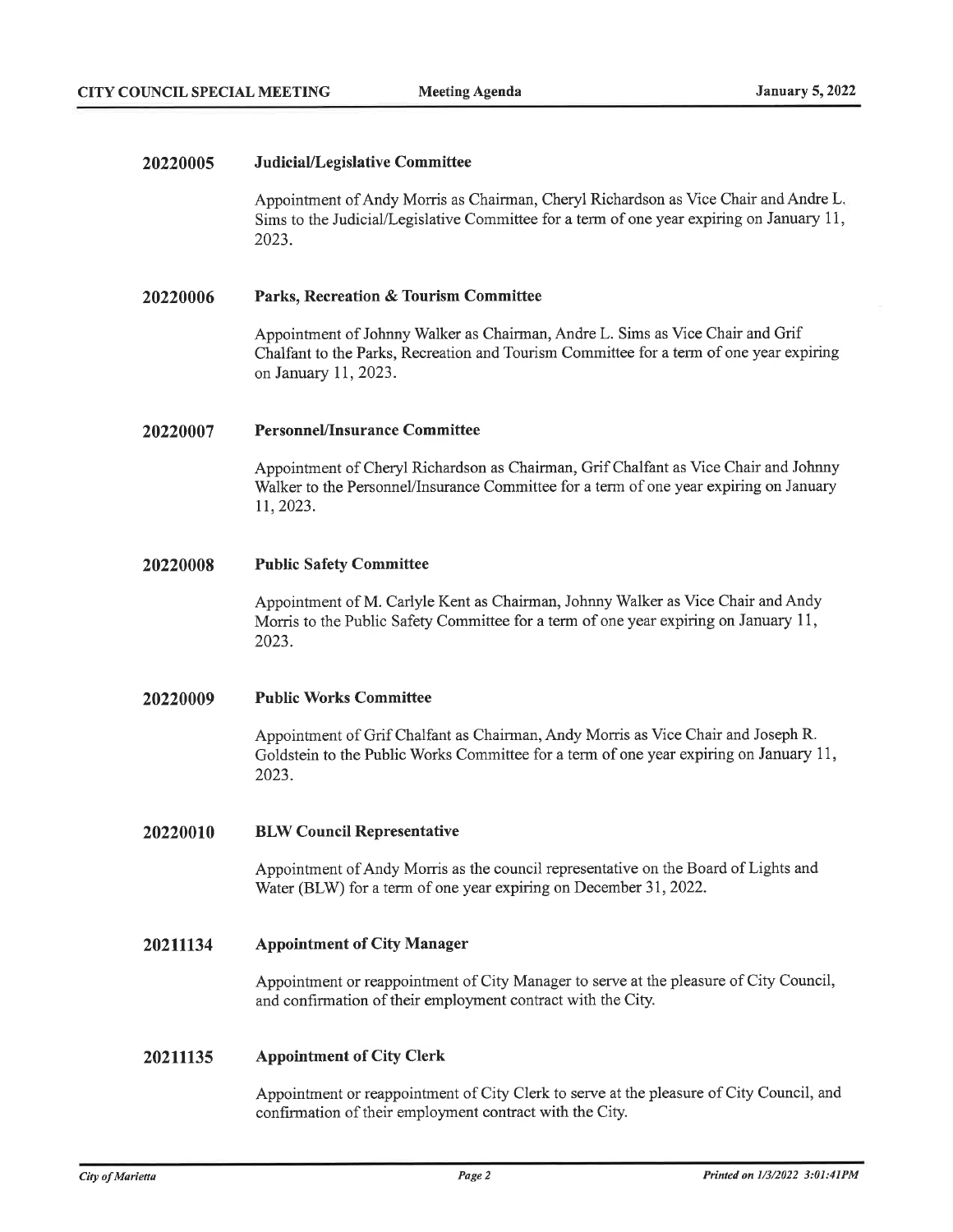**20220005 Judicial/Legislative Committee**

Appointment of Andy Morris as Chairman, Cheryl Richardson as Vice Chair and Andre L. Sims to the Judicial/Legislative Committee for a term of one year expiring on January 11, 2023.

**20220006 Parks, Recreation & Tourism Committee**

Appointment of Johnny Walker as Chairman, Andre L. Sims as Vice Chair and Grif Chalfant to the Parks, Recreation and Tourism Committee for a term of one year expiring on January 11, 2023.

**20220007 Personnel/Insurance Committee**

Appointment of Cheryl Richardson as Chairman, Grif Chalfant as Vice Chair and Johnny Walker to the Personnel/Insurance Committee for a term of one year expiring on January 11, 2023.

**20220008 Public Safety Committee**

Appointment of M. Carlyle Kent as Chairman, Johnny Walker as Vice Chair and Andy Morris to the Public Safety Committee for a term of one year expiring on January 11, 2023.

**20220009 Public Works Committee**

Appointment of Grif Chalfant as Chairman, Andy Morris as Vice Chair and Joseph R. Goldstein to the Public Works Committee for a term of one year expiring on January 11, 2023.

**20220010 BLW Council Representative**

Appointment of Andy Morris as the council representative on the Board of Lights and Water (BLW) for a term of one year expiring on December 31, 2022.

**20211134 Appointment of City Manager**

Appointment or reappointment of City Manager to serve at the pleasure of City Council, and confirmation of their employment contract with the City.

**20211135 Appointment of City Clerk**

Appointment or reappointment of City Clerk to serve at the pleasure of City Council, and confirmation of their employment contract with the City.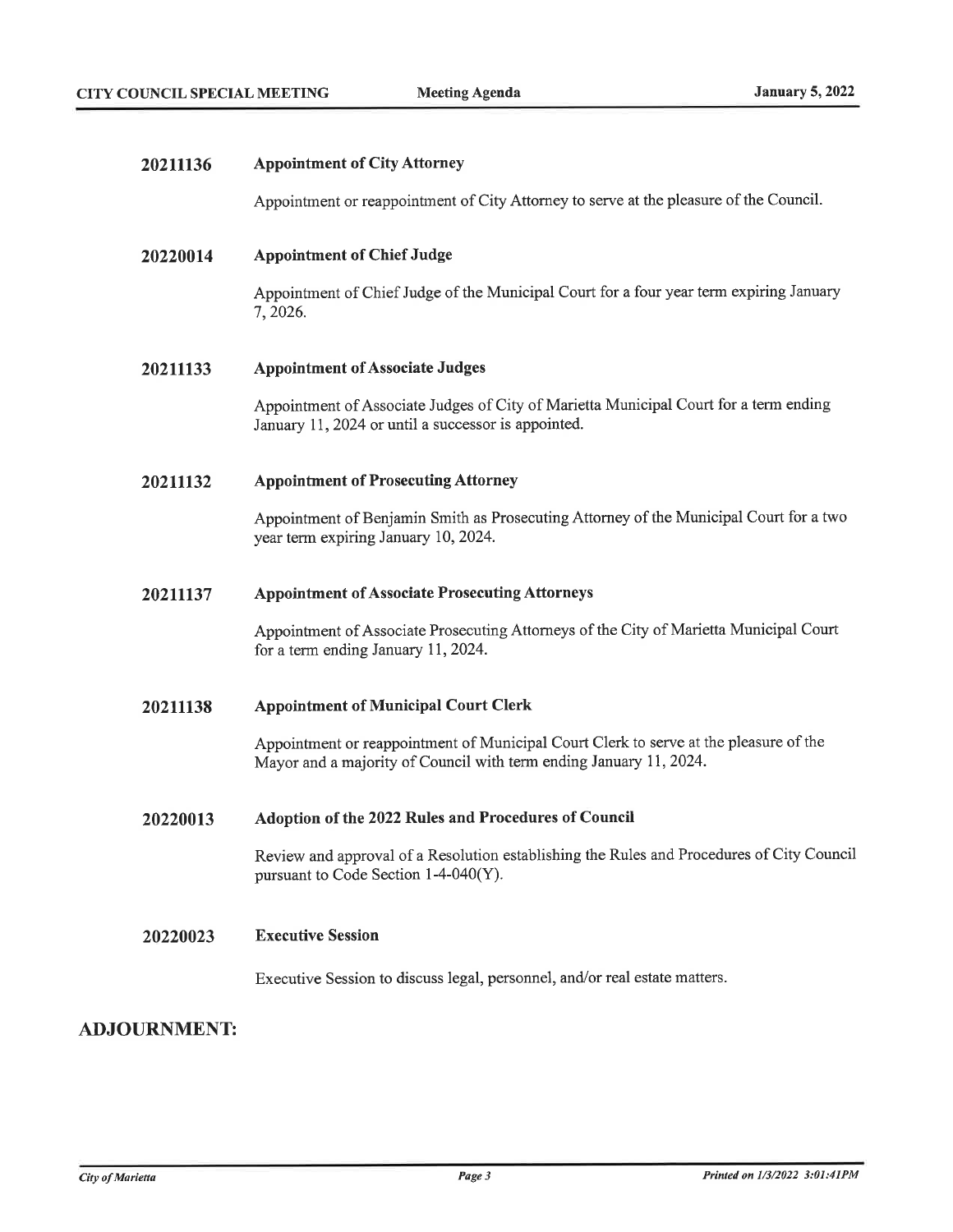**20211136** **Appointment of City Attorney**

Appointment or reappointment of City Attorney to serve at the pleasure of the Council.

**20220014** **Appointment of Chief Judge**

Appointment of Chief Judge of the Municipal Court for a four year term expiring January 7, 2026.

**20211133** **Appointment of Associate Judges**

Appointment of Associate Judges of City of Marietta Municipal Court for a term ending January 11, 2024 or until a successor is appointed.

**20211132** **Appointment of Prosecuting Attorney**

Appointment of Benjamin Smith as Prosecuting Attorney of the Municipal Court for a two year term expiring January 10, 2024.

**20211137** **Appointment of Associate Prosecuting Attorneys**

Appointment of Associate Prosecuting Attorneys of the City of Marietta Municipal Court for a term ending January 11, 2024.

**20211138** **Appointment of Municipal Court Clerk**

Appointment or reappointment of Municipal Court Clerk to serve at the pleasure of the Mayor and a majority of Council with term ending January 11, 2024.

**20220013** **Adoption of the 2022 Rules and Procedures of Council**

Review and approval of a Resolution establishing the Rules and Procedures of City Council pursuant to Code Section 1-4-040(Y).

**20220023** **Executive Session**

Executive Session to discuss legal, personnel, and/or real estate matters.

## ADJOURNMENT: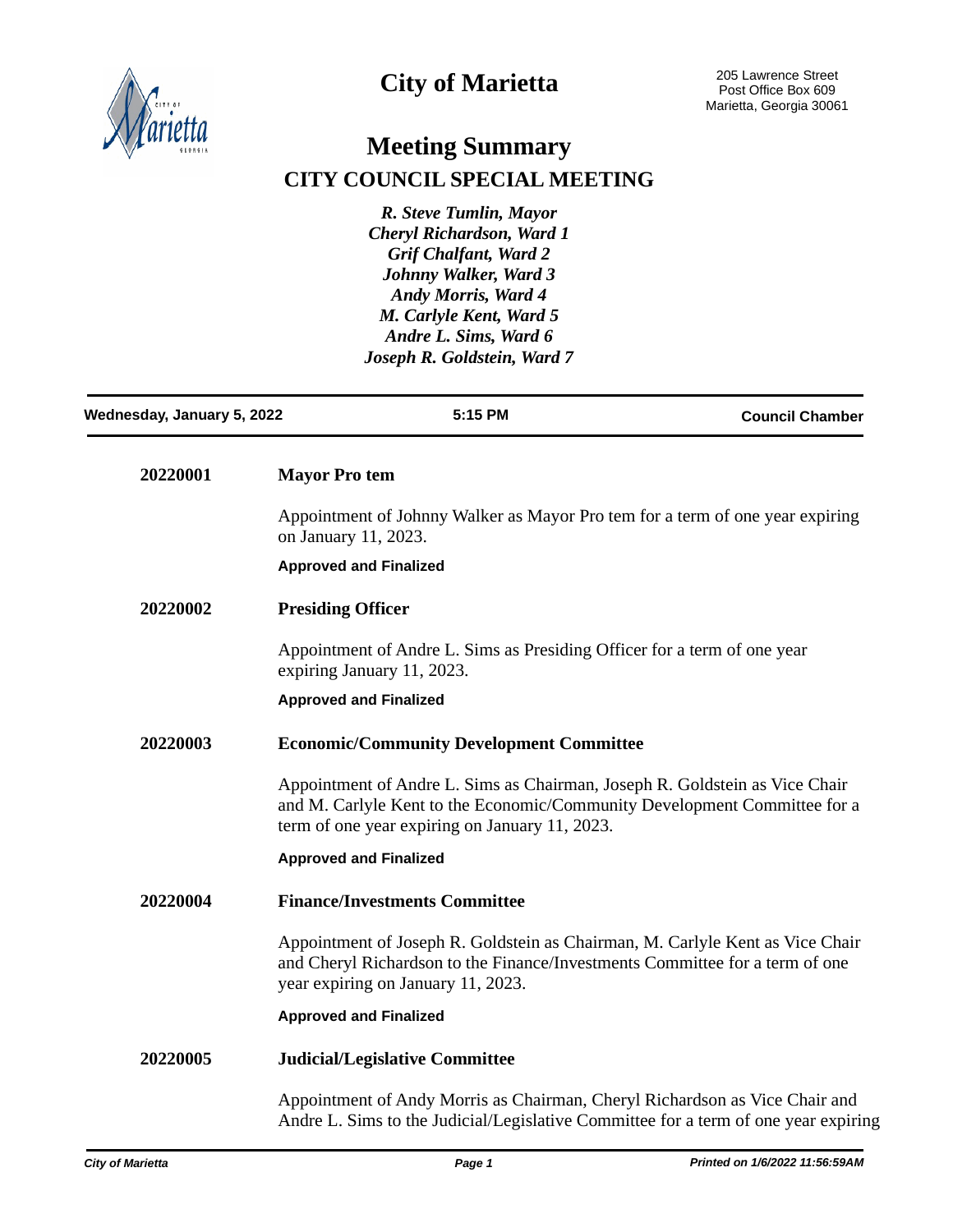# City of Marietta

205 Lawrence Street
Post Office Box 609
Marietta, Georgia 30061

## Meeting Summary

## CITY COUNCIL SPECIAL MEETING

*R. Steve Tumlin, Mayor*
*Cheryl Richardson, Ward 1*
*Grif Chalfant, Ward 2*
*Johnny Walker, Ward 3*
*Andy Morris, Ward 4*
*M. Carlyle Kent, Ward 5*
*Andre L. Sims, Ward 6*
*Joseph R. Goldstein, Ward 7*

**Wednesday, January 5, 2022** | **5:15 PM** | **Council Chamber**

---

**20220001** **Mayor Pro tem**

Appointment of Johnny Walker as Mayor Pro tem for a term of one year expiring on January 11, 2023.

**Approved and Finalized**

**20220002** **Presiding Officer**

Appointment of Andre L. Sims as Presiding Officer for a term of one year expiring January 11, 2023.

**Approved and Finalized**

**20220003** **Economic/Community Development Committee**

Appointment of Andre L. Sims as Chairman, Joseph R. Goldstein as Vice Chair and M. Carlyle Kent to the Economic/Community Development Committee for a term of one year expiring on January 11, 2023.

**Approved and Finalized**

**20220004** **Finance/Investments Committee**

Appointment of Joseph R. Goldstein as Chairman, M. Carlyle Kent as Vice Chair and Cheryl Richardson to the Finance/Investments Committee for a term of one year expiring on January 11, 2023.

**Approved and Finalized**

**20220005** **Judicial/Legislative Committee**

Appointment of Andy Morris as Chairman, Cheryl Richardson as Vice Chair and Andre L. Sims to the Judicial/Legislative Committee for a term of one year expiring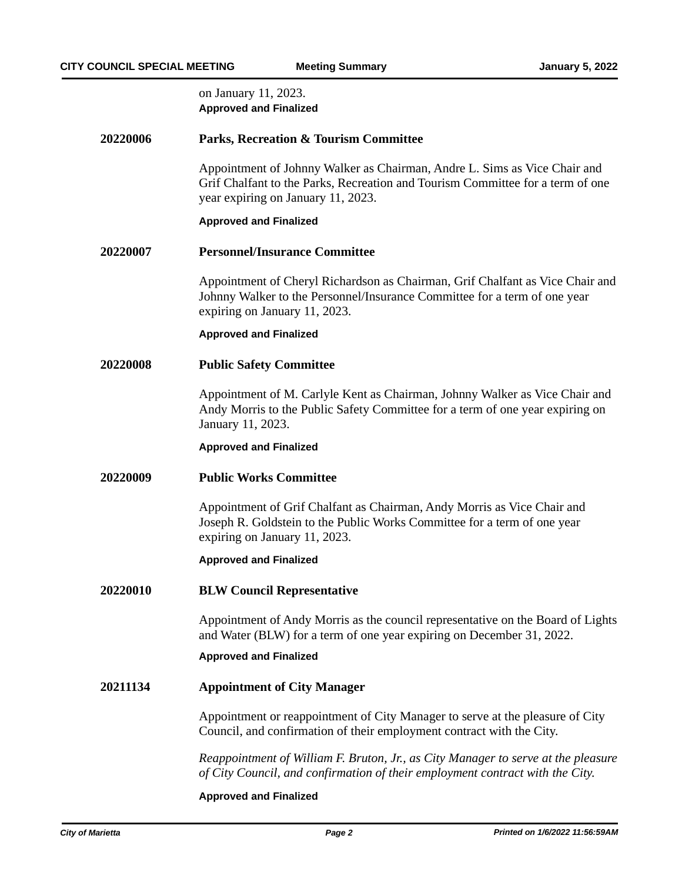on January 11, 2023.

**Approved and Finalized**

**20220006** **Parks, Recreation & Tourism Committee**

Appointment of Johnny Walker as Chairman, Andre L. Sims as Vice Chair and Grif Chalfant to the Parks, Recreation and Tourism Committee for a term of one year expiring on January 11, 2023.

**Approved and Finalized**

**20220007** **Personnel/Insurance Committee**

Appointment of Cheryl Richardson as Chairman, Grif Chalfant as Vice Chair and Johnny Walker to the Personnel/Insurance Committee for a term of one year expiring on January 11, 2023.

**Approved and Finalized**

**20220008** **Public Safety Committee**

Appointment of M. Carlyle Kent as Chairman, Johnny Walker as Vice Chair and Andy Morris to the Public Safety Committee for a term of one year expiring on January 11, 2023.

**Approved and Finalized**

**20220009** **Public Works Committee**

Appointment of Grif Chalfant as Chairman, Andy Morris as Vice Chair and Joseph R. Goldstein to the Public Works Committee for a term of one year expiring on January 11, 2023.

**Approved and Finalized**

**20220010** **BLW Council Representative**

Appointment of Andy Morris as the council representative on the Board of Lights and Water (BLW) for a term of one year expiring on December 31, 2022.

**Approved and Finalized**

**20211134** **Appointment of City Manager**

Appointment or reappointment of City Manager to serve at the pleasure of City Council, and confirmation of their employment contract with the City.

*Reappointment of William F. Bruton, Jr., as City Manager to serve at the pleasure of City Council, and confirmation of their employment contract with the City.*

**Approved and Finalized**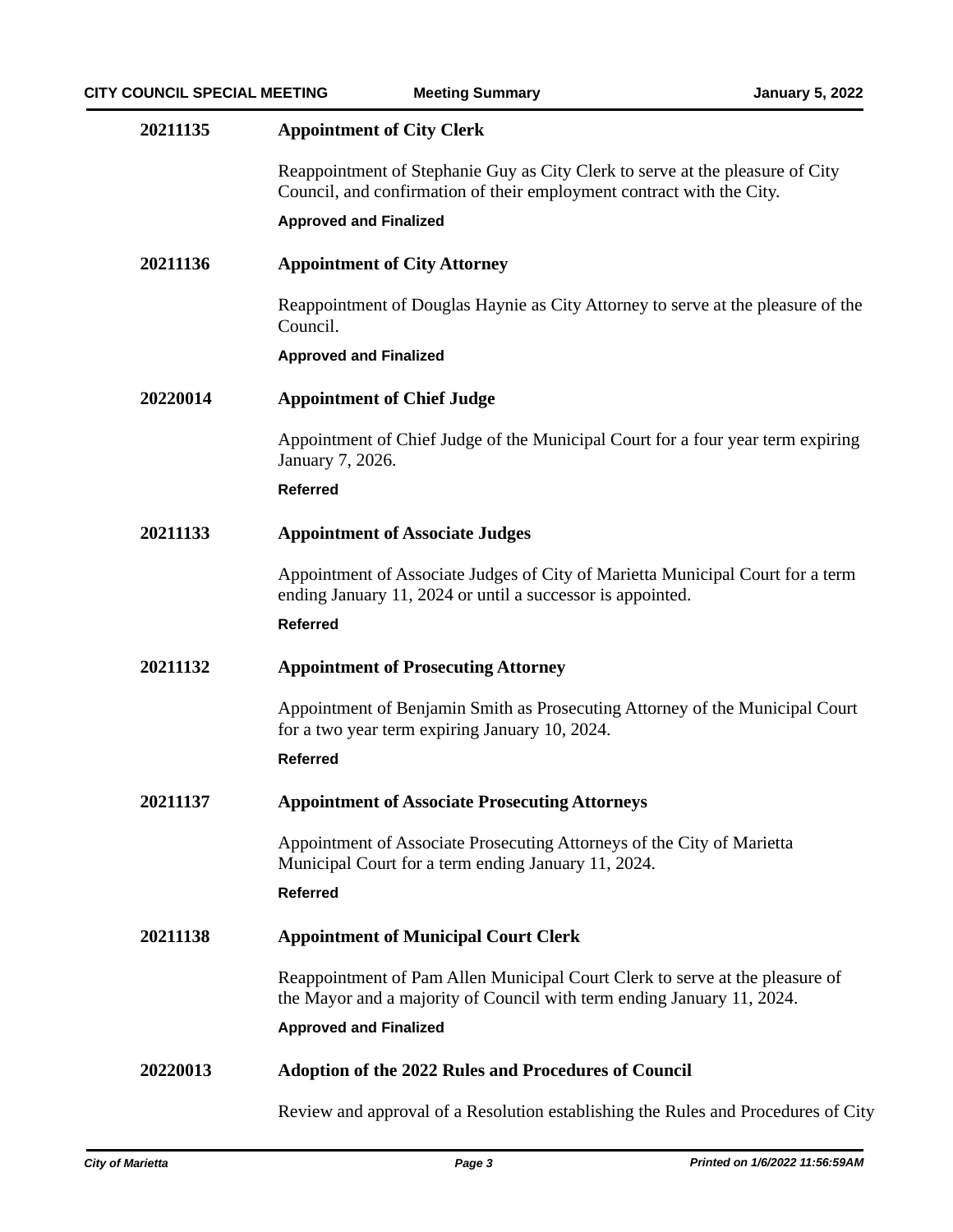**20211135** **Appointment of City Clerk**

Reappointment of Stephanie Guy as City Clerk to serve at the pleasure of City Council, and confirmation of their employment contract with the City.

**Approved and Finalized**

**20211136** **Appointment of City Attorney**

Reappointment of Douglas Haynie as City Attorney to serve at the pleasure of the Council.

**Approved and Finalized**

**20220014** **Appointment of Chief Judge**

Appointment of Chief Judge of the Municipal Court for a four year term expiring January 7, 2026.

**Referred**

**20211133** **Appointment of Associate Judges**

Appointment of Associate Judges of City of Marietta Municipal Court for a term ending January 11, 2024 or until a successor is appointed.

**Referred**

**20211132** **Appointment of Prosecuting Attorney**

Appointment of Benjamin Smith as Prosecuting Attorney of the Municipal Court for a two year term expiring January 10, 2024.

**Referred**

**20211137** **Appointment of Associate Prosecuting Attorneys**

Appointment of Associate Prosecuting Attorneys of the City of Marietta Municipal Court for a term ending January 11, 2024.

**Referred**

**20211138** **Appointment of Municipal Court Clerk**

Reappointment of Pam Allen Municipal Court Clerk to serve at the pleasure of the Mayor and a majority of Council with term ending January 11, 2024.

**Approved and Finalized**

**20220013** **Adoption of the 2022 Rules and Procedures of Council**

Review and approval of a Resolution establishing the Rules and Procedures of City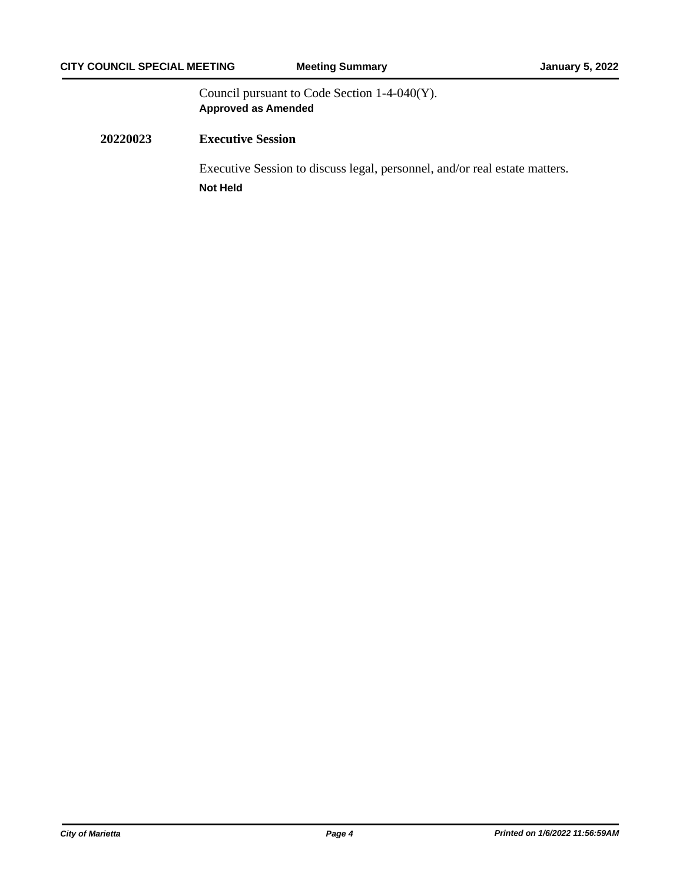Council pursuant to Code Section 1-4-040(Y).

**Approved as Amended**

**20220023** **Executive Session**

Executive Session to discuss legal, personnel, and/or real estate matters.

**Not Held**